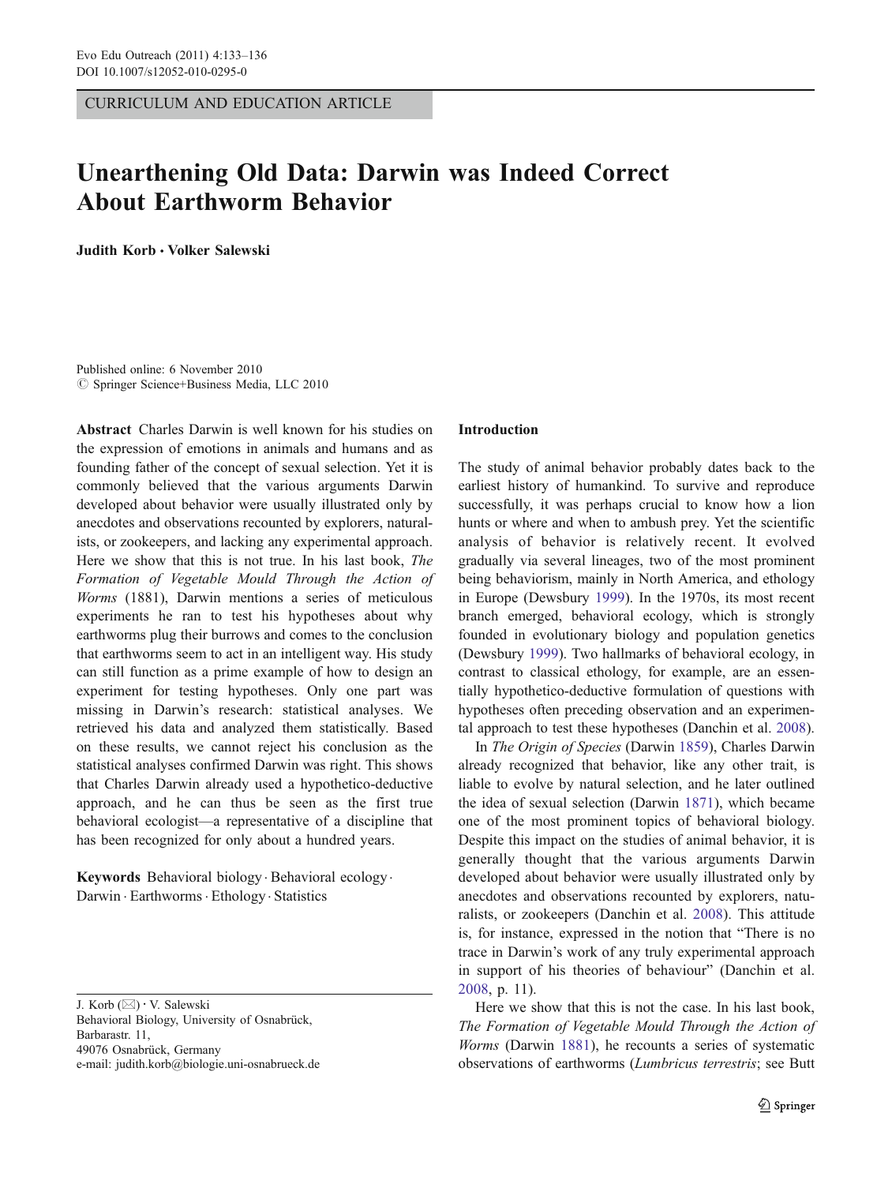CURRICULUM AND EDUCATION ARTICLE

# Unearthening Old Data: Darwin was Indeed Correct About Earthworm Behavior

**Judith Korb · Volker Salewski**

Published online: 6 November 2010
© Springer Science+Business Media, LLC 2010

**Abstract** Charles Darwin is well known for his studies on the expression of emotions in animals and humans and as founding father of the concept of sexual selection. Yet it is commonly believed that the various arguments Darwin developed about behavior were usually illustrated only by anecdotes and observations recounted by explorers, naturalists, or zookeepers, and lacking any experimental approach. Here we show that this is not true. In his last book, *The Formation of Vegetable Mould Through the Action of Worms* (1881), Darwin mentions a series of meticulous experiments he ran to test his hypotheses about why earthworms plug their burrows and comes to the conclusion that earthworms seem to act in an intelligent way. His study can still function as a prime example of how to design an experiment for testing hypotheses. Only one part was missing in Darwin's research: statistical analyses. We retrieved his data and analyzed them statistically. Based on these results, we cannot reject his conclusion as the statistical analyses confirmed Darwin was right. This shows that Charles Darwin already used a hypothetico-deductive approach, and he can thus be seen as the first true behavioral ecologist—a representative of a discipline that has been recognized for only about a hundred years.

**Keywords** Behavioral biology · Behavioral ecology · Darwin · Earthworms · Ethology · Statistics

J. Korb (✉) · V. Salewski
Behavioral Biology, University of Osnabrück,
Barbarastr. 11,
49076 Osnabrück, Germany
e-mail: judith.korb@biologie.uni-osnabrueck.de

## Introduction

The study of animal behavior probably dates back to the earliest history of humankind. To survive and reproduce successfully, it was perhaps crucial to know how a lion hunts or where and when to ambush prey. Yet the scientific analysis of behavior is relatively recent. It evolved gradually via several lineages, two of the most prominent being behaviorism, mainly in North America, and ethology in Europe (Dewsbury 1999). In the 1970s, its most recent branch emerged, behavioral ecology, which is strongly founded in evolutionary biology and population genetics (Dewsbury 1999). Two hallmarks of behavioral ecology, in contrast to classical ethology, for example, are an essentially hypothetico-deductive formulation of questions with hypotheses often preceding observation and an experimental approach to test these hypotheses (Danchin et al. 2008).

In *The Origin of Species* (Darwin 1859), Charles Darwin already recognized that behavior, like any other trait, is liable to evolve by natural selection, and he later outlined the idea of sexual selection (Darwin 1871), which became one of the most prominent topics of behavioral biology. Despite this impact on the studies of animal behavior, it is generally thought that the various arguments Darwin developed about behavior were usually illustrated only by anecdotes and observations recounted by explorers, naturalists, or zookeepers (Danchin et al. 2008). This attitude is, for instance, expressed in the notion that "There is no trace in Darwin's work of any truly experimental approach in support of his theories of behaviour" (Danchin et al. 2008, p. 11).

Here we show that this is not the case. In his last book, *The Formation of Vegetable Mould Through the Action of Worms* (Darwin 1881), he recounts a series of systematic observations of earthworms (*Lumbricus terrestris*; see Butt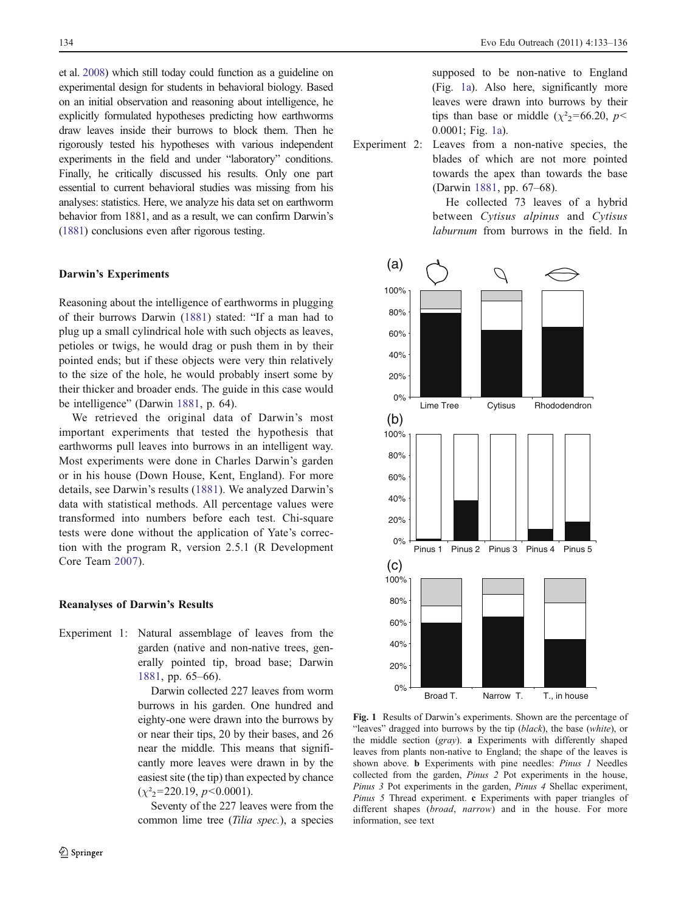et al. 2008) which still today could function as a guideline on experimental design for students in behavioral biology. Based on an initial observation and reasoning about intelligence, he explicitly formulated hypotheses predicting how earthworms draw leaves inside their burrows to block them. Then he rigorously tested his hypotheses with various independent experiments in the field and under "laboratory" conditions. Finally, he critically discussed his results. Only one part essential to current behavioral studies was missing from his analyses: statistics. Here, we analyze his data set on earthworm behavior from 1881, and as a result, we can confirm Darwin's (1881) conclusions even after rigorous testing.

## Darwin's Experiments

Reasoning about the intelligence of earthworms in plugging of their burrows Darwin (1881) stated: "If a man had to plug up a small cylindrical hole with such objects as leaves, petioles or twigs, he would drag or push them in by their pointed ends; but if these objects were very thin relatively to the size of the hole, he would probably insert some by their thicker and broader ends. The guide in this case would be intelligence" (Darwin 1881, p. 64).

We retrieved the original data of Darwin's most important experiments that tested the hypothesis that earthworms pull leaves into burrows in an intelligent way. Most experiments were done in Charles Darwin's garden or in his house (Down House, Kent, England). For more details, see Darwin's results (1881). We analyzed Darwin's data with statistical methods. All percentage values were transformed into numbers before each test. Chi-square tests were done without the application of Yate's correction with the program R, version 2.5.1 (R Development Core Team 2007).

## Reanalyses of Darwin's Results

Experiment 1: Natural assemblage of leaves from the garden (native and non-native trees, generally pointed tip, broad base; Darwin 1881, pp. 65–66).

Darwin collected 227 leaves from worm burrows in his garden. One hundred and eighty-one were drawn into the burrows by or near their tips, 20 by their bases, and 26 near the middle. This means that significantly more leaves were drawn in by the easiest site (the tip) than expected by chance ($\chi^2_2=220.19$, $p<0.0001$).

Seventy of the 227 leaves were from the common lime tree (*Tilia spec.*), a species supposed to be non-native to England (Fig. 1a). Also here, significantly more leaves were drawn into burrows by their tips than base or middle ($\chi^2_2=66.20$, $p<0.0001$; Fig. 1a).

Experiment 2: Leaves from a non-native species, the blades of which are not more pointed towards the apex than towards the base (Darwin 1881, pp. 67–68).

He collected 73 leaves of a hybrid between *Cytisus alpinus* and *Cytisus laburnum* from burrows in the field. In

**Fig. 1** Results of Darwin's experiments. Shown are the percentage of "leaves" dragged into burrows by the tip (*black*), the base (*white*), or the middle section (*gray*). **a** Experiments with differently shaped leaves from plants non-native to England; the shape of the leaves is shown above. **b** Experiments with pine needles: *Pinus 1* Needles collected from the garden, *Pinus 2* Pot experiments in the house, *Pinus 3* Pot experiments in the garden, *Pinus 4* Shellac experiment, *Pinus 5* Thread experiment. **c** Experiments with paper triangles of different shapes (*broad*, *narrow*) and in the house. For more information, see text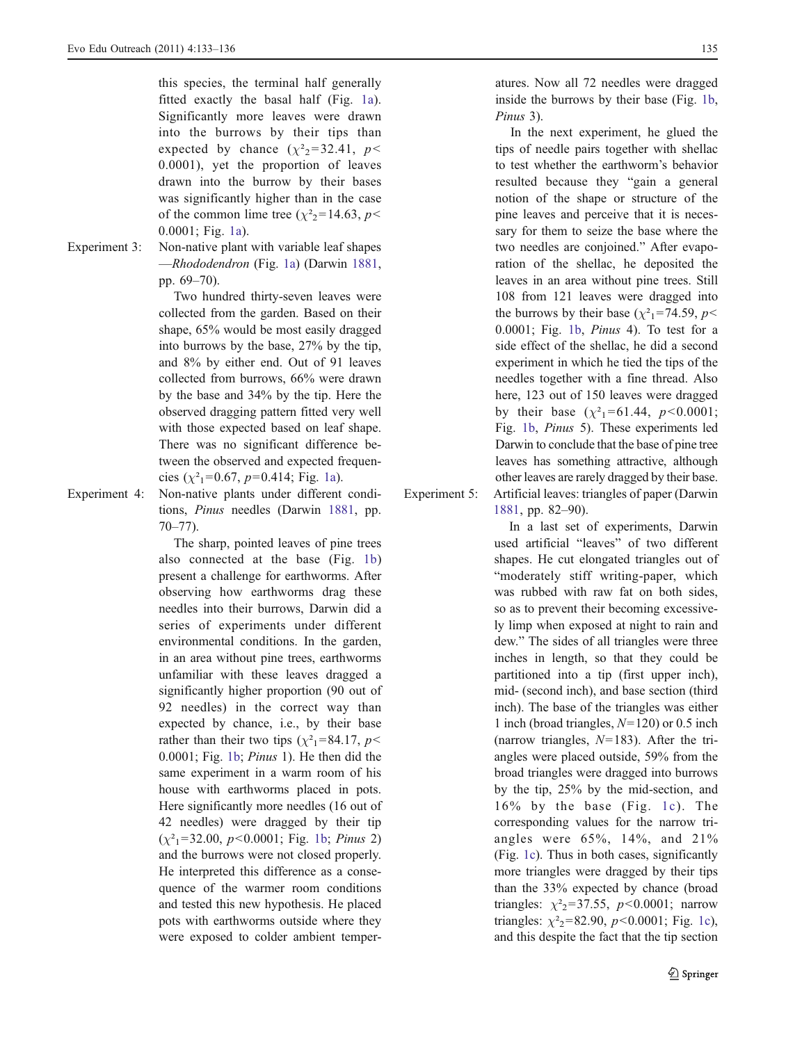this species, the terminal half generally fitted exactly the basal half (Fig. 1a). Significantly more leaves were drawn into the burrows by their tips than expected by chance ($\chi^2_2=32.41$, $p<0.0001$), yet the proportion of leaves drawn into the burrow by their bases was significantly higher than in the case of the common lime tree ($\chi^2_2=14.63$, $p<0.0001$; Fig. 1a).

Experiment 3: Non-native plant with variable leaf shapes—*Rhododendron* (Fig. 1a) (Darwin 1881, pp. 69–70).

Two hundred thirty-seven leaves were collected from the garden. Based on their shape, 65% would be most easily dragged into burrows by the base, 27% by the tip, and 8% by either end. Out of 91 leaves collected from burrows, 66% were drawn by the base and 34% by the tip. Here the observed dragging pattern fitted very well with those expected based on leaf shape. There was no significant difference between the observed and expected frequencies ($\chi^2_1=0.67$, $p=0.414$; Fig. 1a).

Experiment 4: Non-native plants under different conditions, *Pinus* needles (Darwin 1881, pp. 70–77).

The sharp, pointed leaves of pine trees also connected at the base (Fig. 1b) present a challenge for earthworms. After observing how earthworms drag these needles into their burrows, Darwin did a series of experiments under different environmental conditions. In the garden, in an area without pine trees, earthworms unfamiliar with these leaves dragged a significantly higher proportion (90 out of 92 needles) in the correct way than expected by chance, i.e., by their base rather than their two tips ($\chi^2_1=84.17$, $p<0.0001$; Fig. 1b; *Pinus* 1). He then did the same experiment in a warm room of his house with earthworms placed in pots. Here significantly more needles (16 out of 42 needles) were dragged by their tip ($\chi^2_1=32.00$, $p<0.0001$; Fig. 1b; *Pinus* 2) and the burrows were not closed properly. He interpreted this difference as a consequence of the warmer room conditions and tested this new hypothesis. He placed pots with earthworms outside where they were exposed to colder ambient temperatures. Now all 72 needles were dragged inside the burrows by their base (Fig. 1b, *Pinus* 3).

In the next experiment, he glued the tips of needle pairs together with shellac to test whether the earthworm's behavior resulted because they "gain a general notion of the shape or structure of the pine leaves and perceive that it is necessary for them to seize the base where the two needles are conjoined." After evaporation of the shellac, he deposited the leaves in an area without pine trees. Still 108 from 121 leaves were dragged into the burrows by their base ($\chi^2_1=74.59$, $p<0.0001$; Fig. 1b, *Pinus* 4). To test for a side effect of the shellac, he did a second experiment in which he tied the tips of the needles together with a fine thread. Also here, 123 out of 150 leaves were dragged by their base ($\chi^2_1=61.44$, $p<0.0001$; Fig. 1b, *Pinus* 5). These experiments led Darwin to conclude that the base of pine tree leaves has something attractive, although other leaves are rarely dragged by their base.

Experiment 5: Artificial leaves: triangles of paper (Darwin 1881, pp. 82–90).

In a last set of experiments, Darwin used artificial "leaves" of two different shapes. He cut elongated triangles out of "moderately stiff writing-paper, which was rubbed with raw fat on both sides, so as to prevent their becoming excessively limp when exposed at night to rain and dew." The sides of all triangles were three inches in length, so that they could be partitioned into a tip (first upper inch), mid- (second inch), and base section (third inch). The base of the triangles was either 1 inch (broad triangles, $N=120$) or 0.5 inch (narrow triangles, $N=183$). After the triangles were placed outside, 59% from the broad triangles were dragged into burrows by the tip, 25% by the mid-section, and 16% by the base (Fig. 1c). The corresponding values for the narrow triangles were 65%, 14%, and 21% (Fig. 1c). Thus in both cases, significantly more triangles were dragged by their tips than the 33% expected by chance (broad triangles: $\chi^2_2=37.55$, $p<0.0001$; narrow triangles: $\chi^2_2=82.90$, $p<0.0001$; Fig. 1c), and this despite the fact that the tip section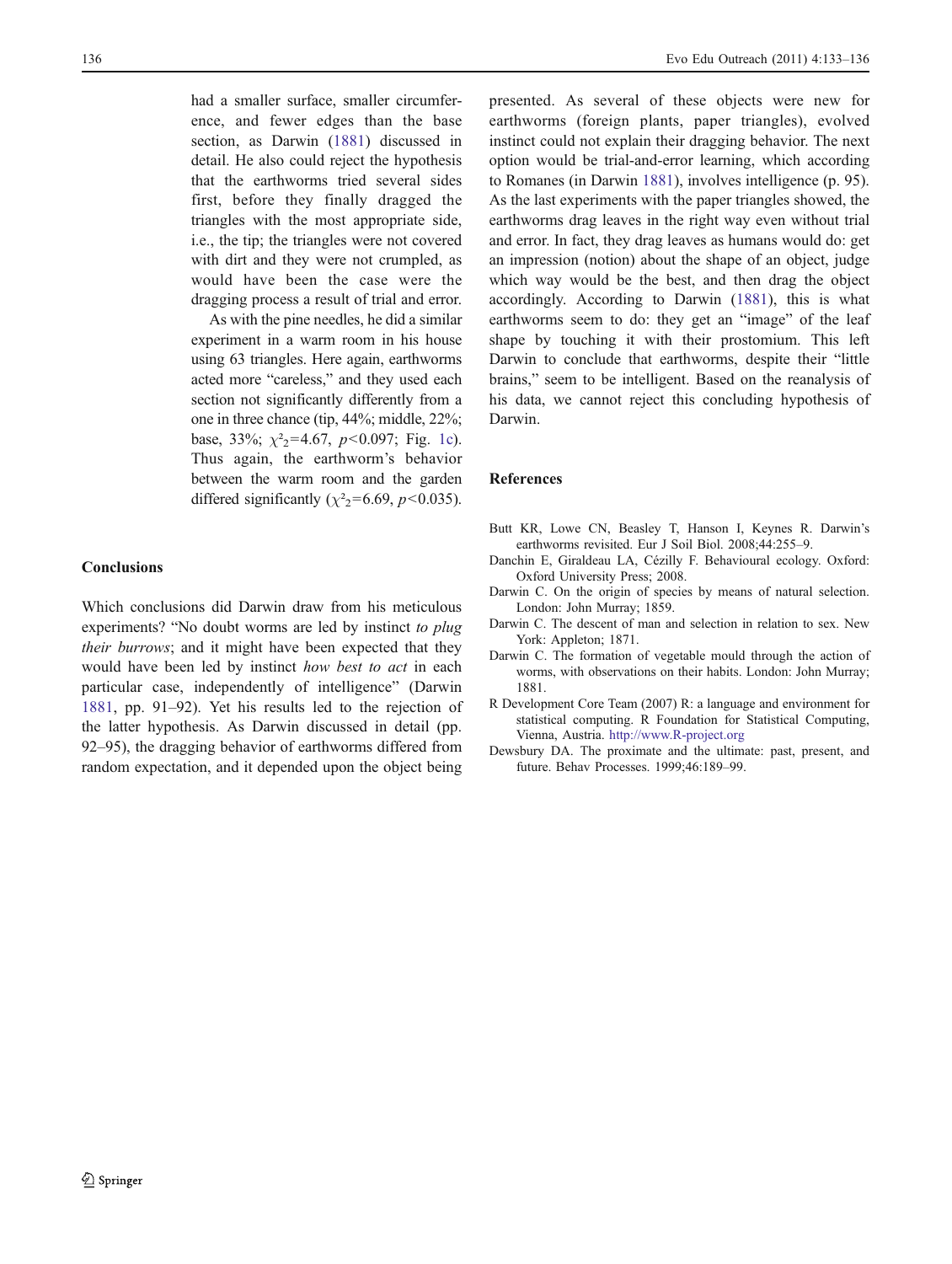had a smaller surface, smaller circumference, and fewer edges than the base section, as Darwin (1881) discussed in detail. He also could reject the hypothesis that the earthworms tried several sides first, before they finally dragged the triangles with the most appropriate side, i.e., the tip; the triangles were not covered with dirt and they were not crumpled, as would have been the case were the dragging process a result of trial and error.

As with the pine needles, he did a similar experiment in a warm room in his house using 63 triangles. Here again, earthworms acted more "careless," and they used each section not significantly differently from a one in three chance (tip, 44%; middle, 22%; base, 33%; $\chi^2_2=4.67$, $p<0.097$; Fig. 1c). Thus again, the earthworm's behavior between the warm room and the garden differed significantly ($\chi^2_2=6.69$, $p<0.035$).

## Conclusions

Which conclusions did Darwin draw from his meticulous experiments? "No doubt worms are led by instinct *to plug their burrows*; and it might have been expected that they would have been led by instinct *how best to act* in each particular case, independently of intelligence" (Darwin 1881, pp. 91–92). Yet his results led to the rejection of the latter hypothesis. As Darwin discussed in detail (pp. 92–95), the dragging behavior of earthworms differed from random expectation, and it depended upon the object being presented. As several of these objects were new for earthworms (foreign plants, paper triangles), evolved instinct could not explain their dragging behavior. The next option would be trial-and-error learning, which according to Romanes (in Darwin 1881), involves intelligence (p. 95). As the last experiments with the paper triangles showed, the earthworms drag leaves in the right way even without trial and error. In fact, they drag leaves as humans would do: get an impression (notion) about the shape of an object, judge which way would be the best, and then drag the object accordingly. According to Darwin (1881), this is what earthworms seem to do: they get an "image" of the leaf shape by touching it with their prostomium. This left Darwin to conclude that earthworms, despite their "little brains," seem to be intelligent. Based on the reanalysis of his data, we cannot reject this concluding hypothesis of Darwin.

## References

Butt KR, Lowe CN, Beasley T, Hanson I, Keynes R. Darwin's earthworms revisited. Eur J Soil Biol. 2008;44:255–9.

Danchin E, Giraldeau LA, Cézilly F. Behavioural ecology. Oxford: Oxford University Press; 2008.

Darwin C. On the origin of species by means of natural selection. London: John Murray; 1859.

Darwin C. The descent of man and selection in relation to sex. New York: Appleton; 1871.

Darwin C. The formation of vegetable mould through the action of worms, with observations on their habits. London: John Murray; 1881.

R Development Core Team (2007) R: a language and environment for statistical computing. R Foundation for Statistical Computing, Vienna, Austria. http://www.R-project.org

Dewsbury DA. The proximate and the ultimate: past, present, and future. Behav Processes. 1999;46:189–99.